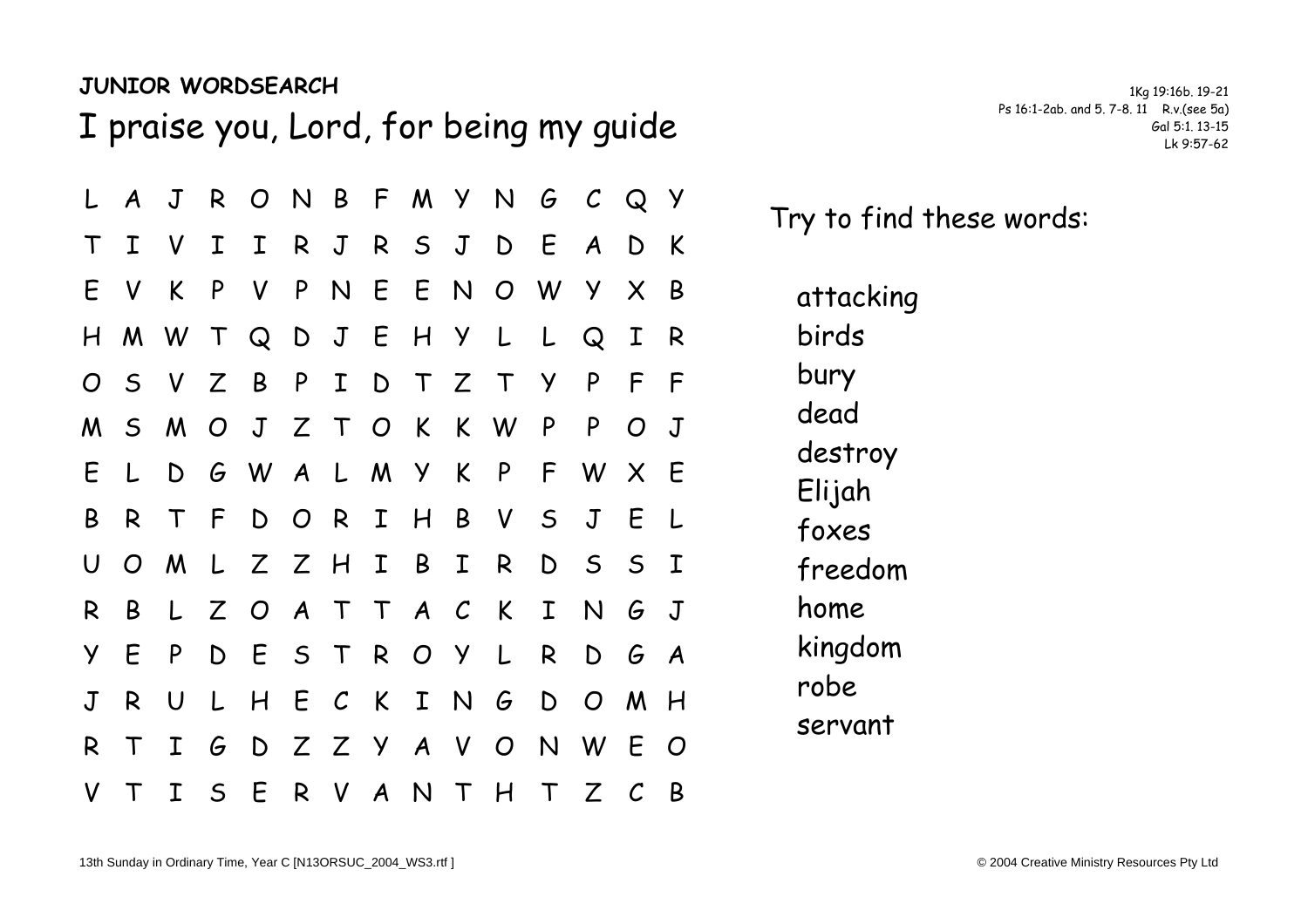**JUNIOR WORDSEARCH**

# I praise you, Lord, for being my guide

1Kg 19:16b. 19-21
Ps 16:1-2ab. and 5. 7-8. 11 R.v.(see 5a)
Gal 5:1. 13-15
Lk 9:57-62

```
L A J R O N B F M Y N G C Q Y
T I V I I R J R S J D E A D K
E V K P V P N E E N O W Y X B
H M W T Q D J E H Y L L Q I R
O S V Z B P I D T Z T Y P F F
M S M O J Z T O K K W P P O J
E L D G W A L M Y K P F W X E
B R T F D O R I H B V S J E L
U O M L Z Z H I B I R D S S I
R B L Z O A T T A C K I N G J
Y E P D E S T R O Y L R D G A
J R U L H E C K I N G D O M H
R T I G D Z Z Y A V O N W E O
V T I S E R V A N T H T Z C B
```

Try to find these words:

- attacking
- birds
- bury
- dead
- destroy
- Elijah
- foxes
- freedom
- home
- kingdom
- robe
- servant

13th Sunday in Ordinary Time, Year C [N13ORSUC_2004_WS3.rtf ]

© 2004 Creative Ministry Resources Pty Ltd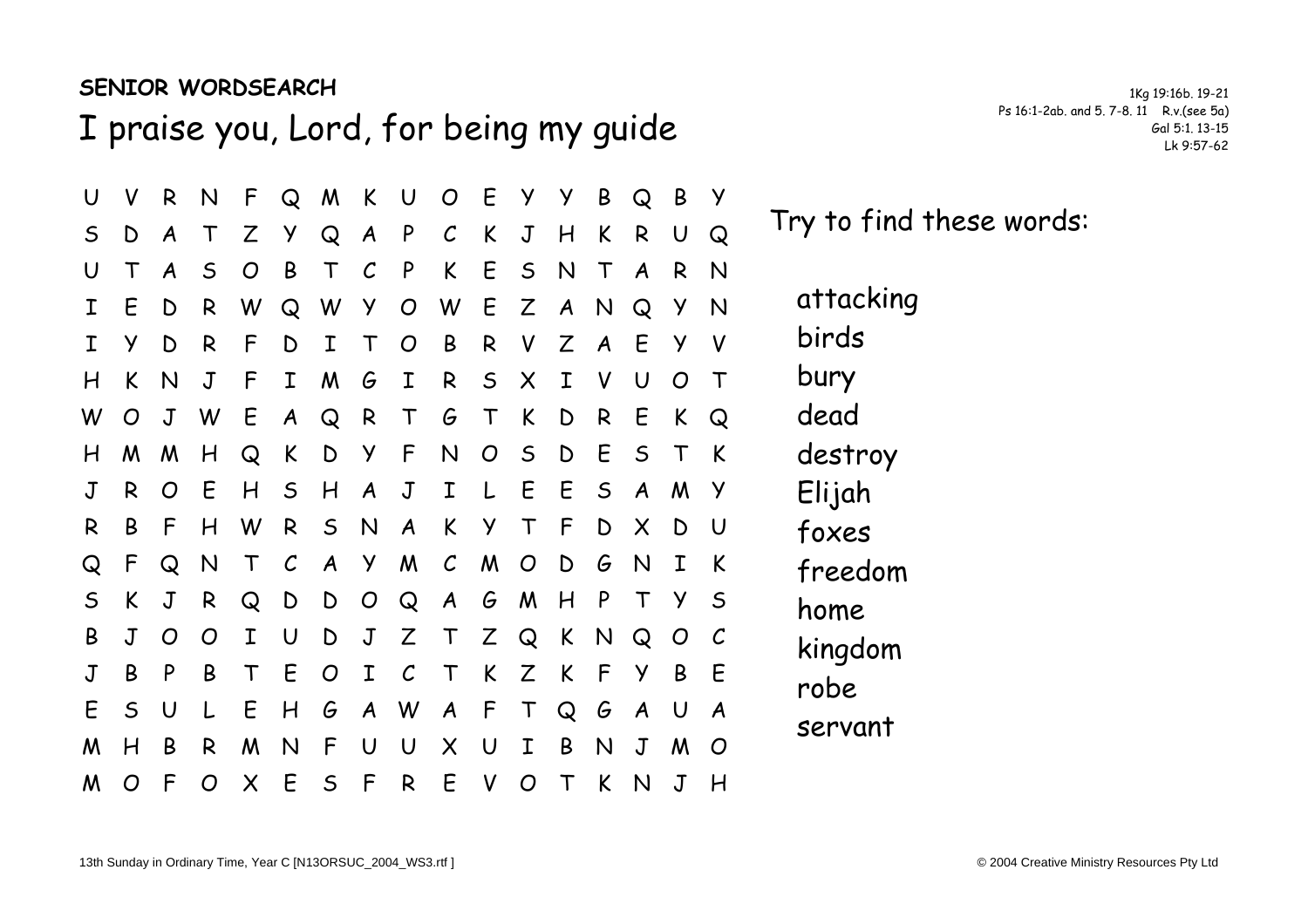**SENIOR WORDSEARCH**

# I praise you, Lord, for being my guide

1Kg 19:16b, 19-21
Ps 16:1-2ab, and 5, 7-8, 11 R.v.(see 5a)
Gal 5:1, 13-15
Lk 9:57-62

| | | | | | | | | | | | | | | | | |
|---|---|---|---|---|---|---|---|---|---|---|---|---|---|---|---|---|
| U | V | R | N | F | Q | M | K | U | O | E | Y | Y | B | Q | B | Y |
| S | D | A | T | Z | Y | Q | A | P | C | K | J | H | K | R | U | Q |
| U | T | A | S | O | B | T | C | P | K | E | S | N | T | A | R | N |
| I | E | D | R | W | Q | W | Y | O | W | E | Z | A | N | Q | Y | N |
| I | Y | D | R | F | D | I | T | O | B | R | V | Z | A | E | Y | V |
| H | K | N | J | F | I | M | G | I | R | S | X | I | V | U | O | T |
| W | O | J | W | E | A | Q | R | T | G | T | K | D | R | E | K | Q |
| H | M | M | H | Q | K | D | Y | F | N | O | S | D | E | S | T | K |
| J | R | O | E | H | S | H | A | J | I | L | E | E | S | A | M | Y |
| R | B | F | H | W | R | S | N | A | K | Y | T | F | D | X | D | U |
| Q | F | Q | N | T | C | A | Y | M | C | M | O | D | G | N | I | K |
| S | K | J | R | Q | D | D | O | Q | A | G | M | H | P | T | Y | S |
| B | J | O | O | I | U | D | J | Z | T | Z | Q | K | N | Q | O | C |
| J | B | P | B | T | E | O | I | C | T | K | Z | K | F | Y | B | E |
| E | S | U | L | E | H | G | A | W | A | F | T | Q | G | A | U | A |
| M | H | B | R | M | N | F | U | U | X | U | I | B | N | J | M | O |
| M | O | F | O | X | E | S | F | R | E | V | O | T | K | N | J | H |

Try to find these words:

- attacking
- birds
- bury
- dead
- destroy
- Elijah
- foxes
- freedom
- home
- kingdom
- robe
- servant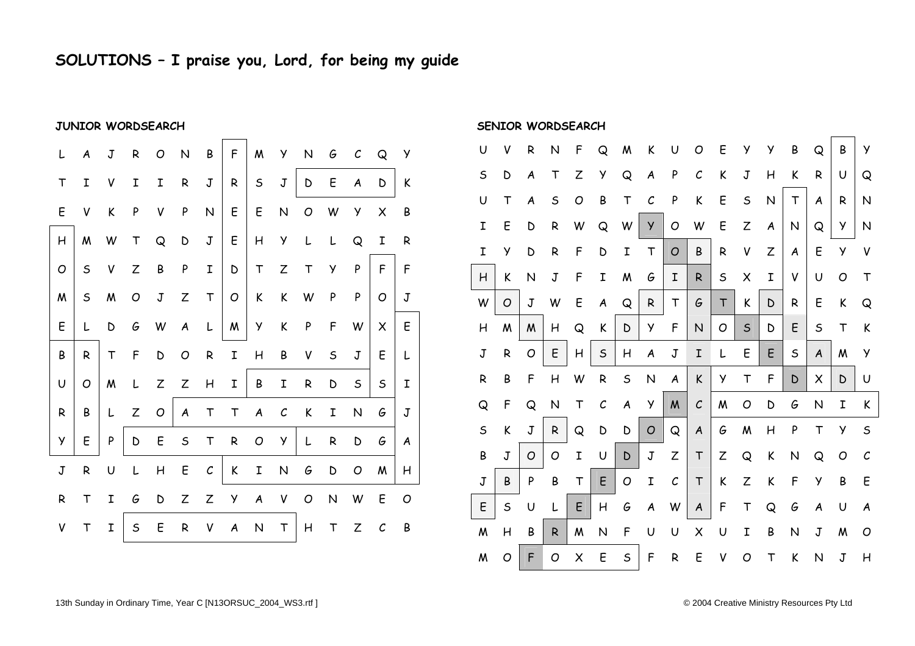# SOLUTIONS – I praise you, Lord, for being my guide

## JUNIOR WORDSEARCH

| | | | | | | | | | | | | | | |
|---|---|---|---|---|---|---|---|---|---|---|---|---|---|---|
| L | A | J | R | O | N | B | F | M | Y | N | G | C | Q | Y |
| T | I | V | I | I | R | J | R | S | J | D | E | A | D | K |
| E | V | K | P | V | P | N | E | E | N | O | W | Y | X | B |
| H | M | W | T | Q | D | J | E | H | Y | L | L | Q | I | R |
| O | S | V | Z | B | P | I | D | T | Z | T | Y | P | F | F |
| M | S | M | O | J | Z | T | O | K | K | W | P | P | O | J |
| E | L | D | G | W | A | L | M | Y | K | P | F | W | X | E |
| B | R | T | F | D | O | R | I | H | B | V | S | J | E | L |
| U | O | M | L | Z | Z | H | I | B | I | R | D | S | S | I |
| R | B | L | Z | O | A | T | T | A | C | K | I | N | G | J |
| Y | E | P | D | E | S | T | R | O | Y | L | R | D | G | A |
| J | R | U | L | H | E | C | K | I | N | G | D | O | M | H |
| R | T | I | G | D | Z | Z | Y | A | V | O | N | W | E | O |
| V | T | I | S | E | R | V | A | N | T | H | T | Z | C | B |

## SENIOR WORDSEARCH

| | | | | | | | | | | | | | | | | |
|---|---|---|---|---|---|---|---|---|---|---|---|---|---|---|---|---|
| U | V | R | N | F | Q | M | K | U | O | E | Y | Y | B | Q | B | Y |
| S | D | A | T | Z | Y | Q | A | P | C | K | J | H | K | R | U | Q |
| U | T | A | S | O | B | T | C | P | K | E | S | N | T | A | R | N |
| I | E | D | R | W | Q | W | Y | O | W | E | Z | A | N | Q | Y | N |
| I | Y | D | R | F | D | I | T | O | B | R | V | Z | A | E | Y | V |
| H | K | N | J | F | I | M | G | I | R | S | X | I | V | U | O | T |
| W | O | J | W | E | A | Q | R | T | G | T | K | D | R | E | K | Q |
| H | M | M | H | Q | K | D | Y | F | N | O | S | D | E | S | T | K |
| J | R | O | E | H | S | H | A | J | I | L | E | E | S | A | M | Y |
| R | B | F | H | W | R | S | N | A | K | Y | T | F | D | X | D | U |
| Q | F | Q | N | T | C | A | Y | M | C | M | O | D | G | N | I | K |
| S | K | J | R | Q | D | D | O | Q | A | G | M | H | P | T | Y | S |
| B | J | O | O | I | U | D | J | Z | T | Z | Q | K | N | Q | O | C |
| J | B | P | B | T | E | O | I | C | T | K | Z | K | F | Y | B | E |
| E | S | U | L | E | H | G | A | W | A | F | T | Q | G | A | U | A |
| M | H | B | R | M | N | F | U | U | X | U | I | B | N | J | M | O |
| M | O | F | O | X | E | S | F | R | E | V | O | T | K | N | J | H |

13th Sunday in Ordinary Time, Year C [N13ORSUC_2004_WS3.rtf ]

© 2004 Creative Ministry Resources Pty Ltd